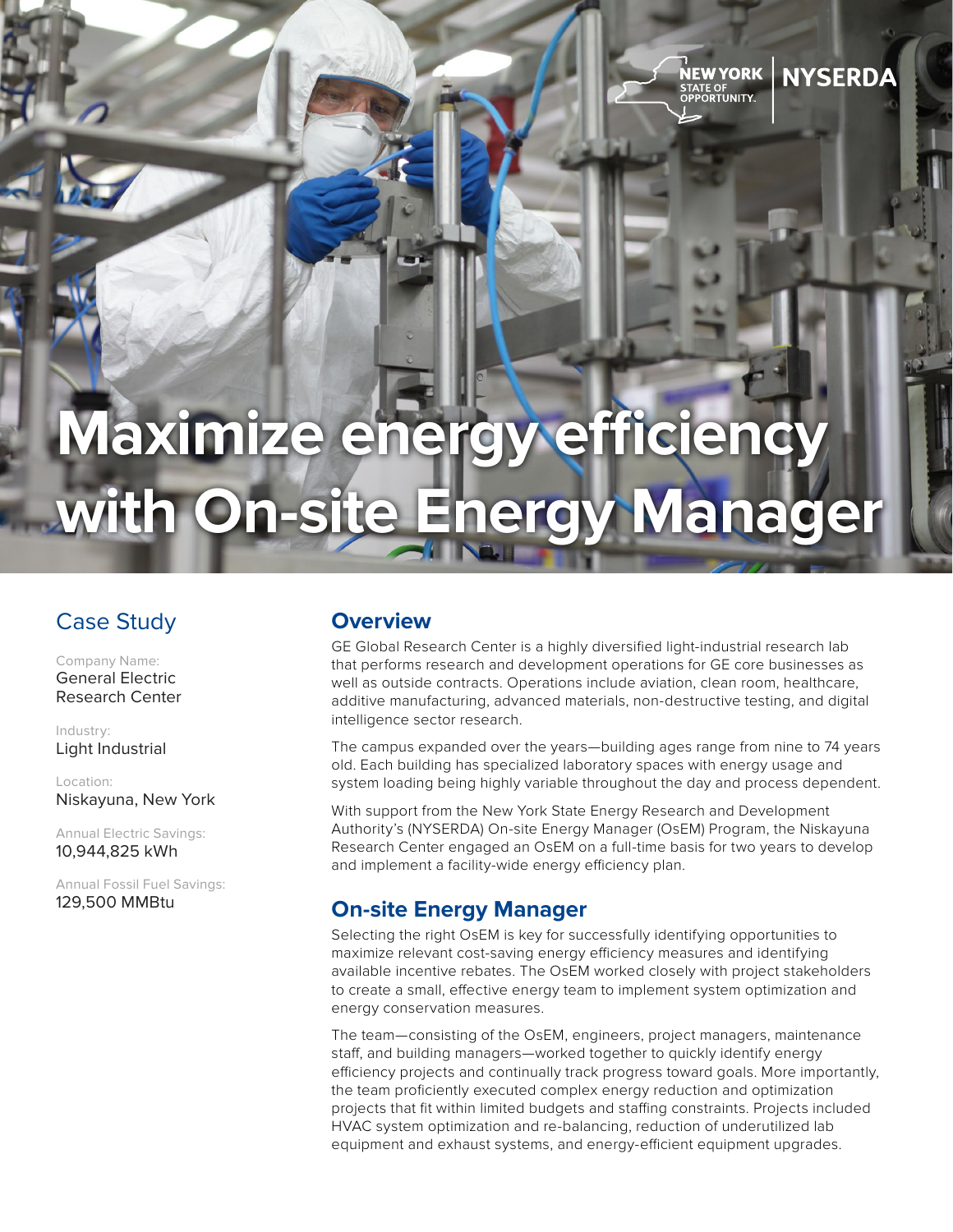# Maximize energy efficiency with On-site Energy Manager

## Case Study

Company Name:
General Electric Research Center

Industry:
Light Industrial

Location:
Niskayuna, New York

Annual Electric Savings:
10,944,825 kWh

Annual Fossil Fuel Savings:
129,500 MMBtu

## Overview

GE Global Research Center is a highly diversified light-industrial research lab that performs research and development operations for GE core businesses as well as outside contracts. Operations include aviation, clean room, healthcare, additive manufacturing, advanced materials, non-destructive testing, and digital intelligence sector research.

The campus expanded over the years—building ages range from nine to 74 years old. Each building has specialized laboratory spaces with energy usage and system loading being highly variable throughout the day and process dependent.

With support from the New York State Energy Research and Development Authority's (NYSERDA) On-site Energy Manager (OsEM) Program, the Niskayuna Research Center engaged an OsEM on a full-time basis for two years to develop and implement a facility-wide energy efficiency plan.

## On-site Energy Manager

Selecting the right OsEM is key for successfully identifying opportunities to maximize relevant cost-saving energy efficiency measures and identifying available incentive rebates. The OsEM worked closely with project stakeholders to create a small, effective energy team to implement system optimization and energy conservation measures.

The team—consisting of the OsEM, engineers, project managers, maintenance staff, and building managers—worked together to quickly identify energy efficiency projects and continually track progress toward goals. More importantly, the team proficiently executed complex energy reduction and optimization projects that fit within limited budgets and staffing constraints. Projects included HVAC system optimization and re-balancing, reduction of underutilized lab equipment and exhaust systems, and energy-efficient equipment upgrades.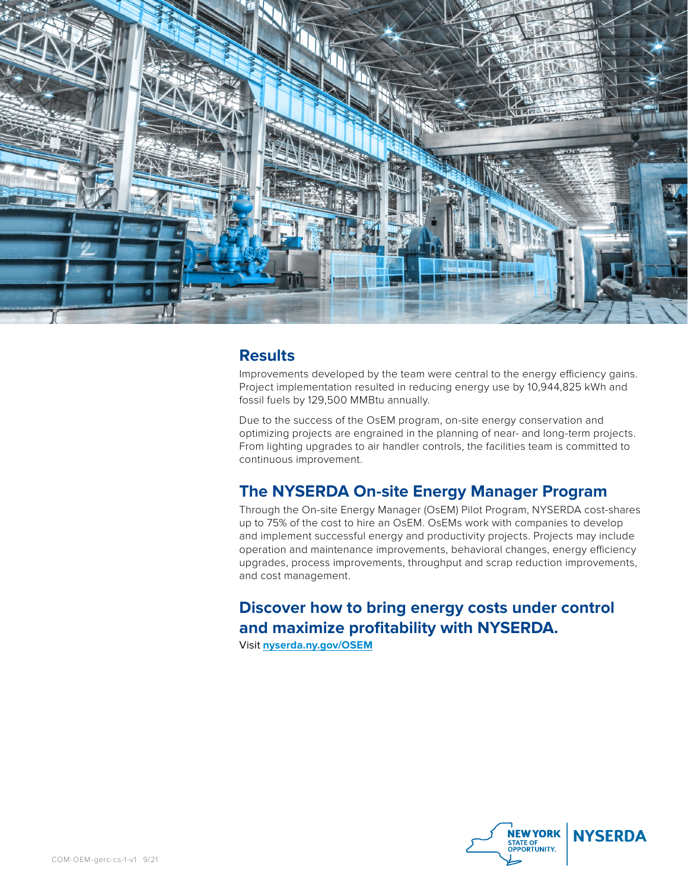## Results

Improvements developed by the team were central to the energy efficiency gains. Project implementation resulted in reducing energy use by 10,944,825 kWh and fossil fuels by 129,500 MMBtu annually.

Due to the success of the OsEM program, on-site energy conservation and optimizing projects are engrained in the planning of near- and long-term projects. From lighting upgrades to air handler controls, the facilities team is committed to continuous improvement.

## The NYSERDA On-site Energy Manager Program

Through the On-site Energy Manager (OsEM) Pilot Program, NYSERDA cost-shares up to 75% of the cost to hire an OsEM. OsEMs work with companies to develop and implement successful energy and productivity projects. Projects may include operation and maintenance improvements, behavioral changes, energy efficiency upgrades, process improvements, throughput and scrap reduction improvements, and cost management.

## Discover how to bring energy costs under control and maximize profitability with NYSERDA.

Visit **nyserda.ny.gov/OSEM**

NEW YORK STATE OF OPPORTUNITY. | NYSERDA

COM-OEM-gerc-cs-1-v1 9/21